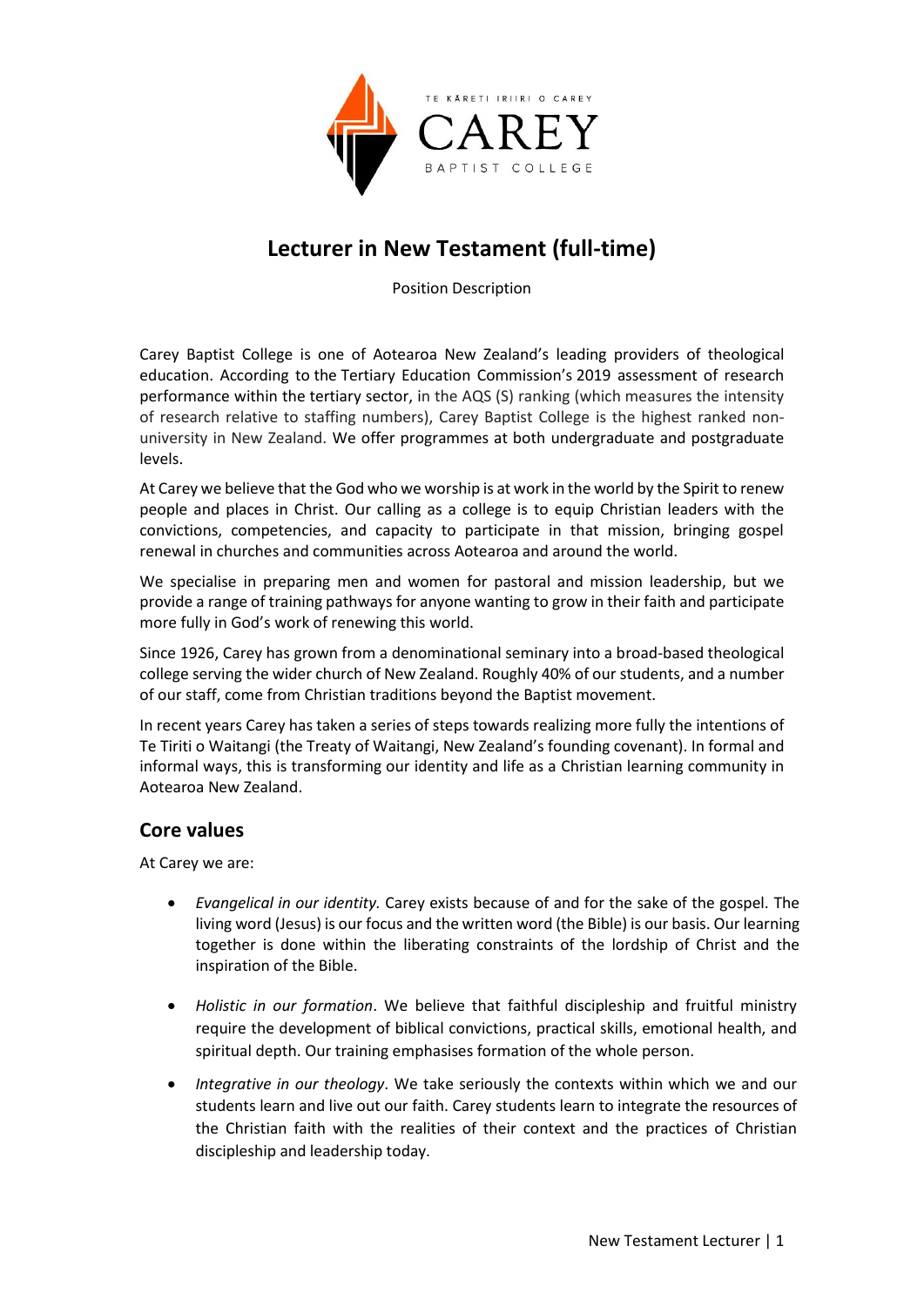TE KĀRETI IRIIRI O CAREY

CAREY

BAPTIST COLLEGE

# Lecturer in New Testament (full-time)

Position Description

Carey Baptist College is one of Aotearoa New Zealand's leading providers of theological education. According to the Tertiary Education Commission's 2019 assessment of research performance within the tertiary sector, in the AQS (S) ranking (which measures the intensity of research relative to staffing numbers), Carey Baptist College is the highest ranked non-university in New Zealand. We offer programmes at both undergraduate and postgraduate levels.

At Carey we believe that the God who we worship is at work in the world by the Spirit to renew people and places in Christ. Our calling as a college is to equip Christian leaders with the convictions, competencies, and capacity to participate in that mission, bringing gospel renewal in churches and communities across Aotearoa and around the world.

We specialise in preparing men and women for pastoral and mission leadership, but we provide a range of training pathways for anyone wanting to grow in their faith and participate more fully in God's work of renewing this world.

Since 1926, Carey has grown from a denominational seminary into a broad-based theological college serving the wider church of New Zealand. Roughly 40% of our students, and a number of our staff, come from Christian traditions beyond the Baptist movement.

In recent years Carey has taken a series of steps towards realizing more fully the intentions of Te Tiriti o Waitangi (the Treaty of Waitangi, New Zealand's founding covenant). In formal and informal ways, this is transforming our identity and life as a Christian learning community in Aotearoa New Zealand.

## Core values

At Carey we are:

- *Evangelical in our identity.* Carey exists because of and for the sake of the gospel. The living word (Jesus) is our focus and the written word (the Bible) is our basis. Our learning together is done within the liberating constraints of the lordship of Christ and the inspiration of the Bible.
- *Holistic in our formation*. We believe that faithful discipleship and fruitful ministry require the development of biblical convictions, practical skills, emotional health, and spiritual depth. Our training emphasises formation of the whole person.
- *Integrative in our theology*. We take seriously the contexts within which we and our students learn and live out our faith. Carey students learn to integrate the resources of the Christian faith with the realities of their context and the practices of Christian discipleship and leadership today.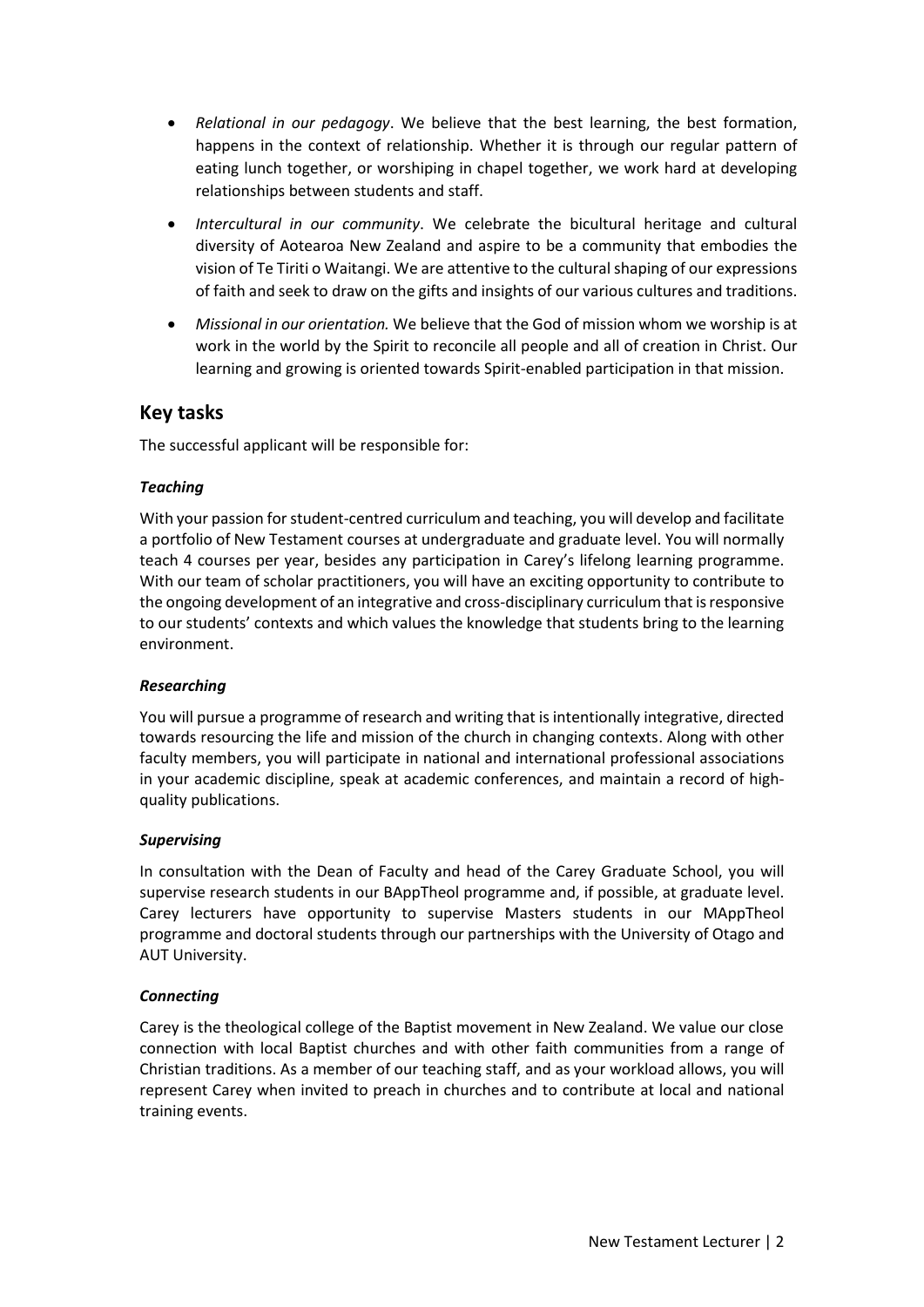- *Relational in our pedagogy*. We believe that the best learning, the best formation, happens in the context of relationship. Whether it is through our regular pattern of eating lunch together, or worshiping in chapel together, we work hard at developing relationships between students and staff.
- *Intercultural in our community*. We celebrate the bicultural heritage and cultural diversity of Aotearoa New Zealand and aspire to be a community that embodies the vision of Te Tiriti o Waitangi. We are attentive to the cultural shaping of our expressions of faith and seek to draw on the gifts and insights of our various cultures and traditions.
- *Missional in our orientation.* We believe that the God of mission whom we worship is at work in the world by the Spirit to reconcile all people and all of creation in Christ. Our learning and growing is oriented towards Spirit-enabled participation in that mission.

## Key tasks

The successful applicant will be responsible for:

### *Teaching*

With your passion for student-centred curriculum and teaching, you will develop and facilitate a portfolio of New Testament courses at undergraduate and graduate level. You will normally teach 4 courses per year, besides any participation in Carey's lifelong learning programme. With our team of scholar practitioners, you will have an exciting opportunity to contribute to the ongoing development of an integrative and cross-disciplinary curriculum that is responsive to our students' contexts and which values the knowledge that students bring to the learning environment.

### *Researching*

You will pursue a programme of research and writing that is intentionally integrative, directed towards resourcing the life and mission of the church in changing contexts. Along with other faculty members, you will participate in national and international professional associations in your academic discipline, speak at academic conferences, and maintain a record of high-quality publications.

### *Supervising*

In consultation with the Dean of Faculty and head of the Carey Graduate School, you will supervise research students in our BAppTheol programme and, if possible, at graduate level. Carey lecturers have opportunity to supervise Masters students in our MAppTheol programme and doctoral students through our partnerships with the University of Otago and AUT University.

### *Connecting*

Carey is the theological college of the Baptist movement in New Zealand. We value our close connection with local Baptist churches and with other faith communities from a range of Christian traditions. As a member of our teaching staff, and as your workload allows, you will represent Carey when invited to preach in churches and to contribute at local and national training events.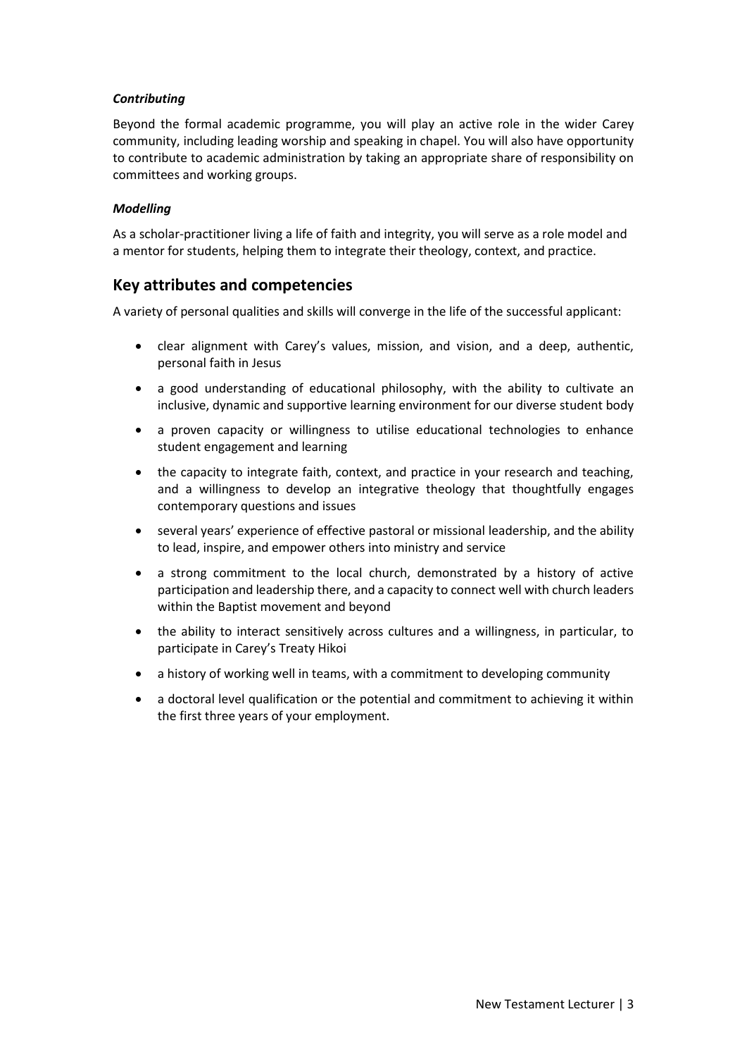### *Contributing*

Beyond the formal academic programme, you will play an active role in the wider Carey community, including leading worship and speaking in chapel. You will also have opportunity to contribute to academic administration by taking an appropriate share of responsibility on committees and working groups.

### *Modelling*

As a scholar-practitioner living a life of faith and integrity, you will serve as a role model and a mentor for students, helping them to integrate their theology, context, and practice.

## Key attributes and competencies

A variety of personal qualities and skills will converge in the life of the successful applicant:

- clear alignment with Carey's values, mission, and vision, and a deep, authentic, personal faith in Jesus
- a good understanding of educational philosophy, with the ability to cultivate an inclusive, dynamic and supportive learning environment for our diverse student body
- a proven capacity or willingness to utilise educational technologies to enhance student engagement and learning
- the capacity to integrate faith, context, and practice in your research and teaching, and a willingness to develop an integrative theology that thoughtfully engages contemporary questions and issues
- several years' experience of effective pastoral or missional leadership, and the ability to lead, inspire, and empower others into ministry and service
- a strong commitment to the local church, demonstrated by a history of active participation and leadership there, and a capacity to connect well with church leaders within the Baptist movement and beyond
- the ability to interact sensitively across cultures and a willingness, in particular, to participate in Carey's Treaty Hikoi
- a history of working well in teams, with a commitment to developing community
- a doctoral level qualification or the potential and commitment to achieving it within the first three years of your employment.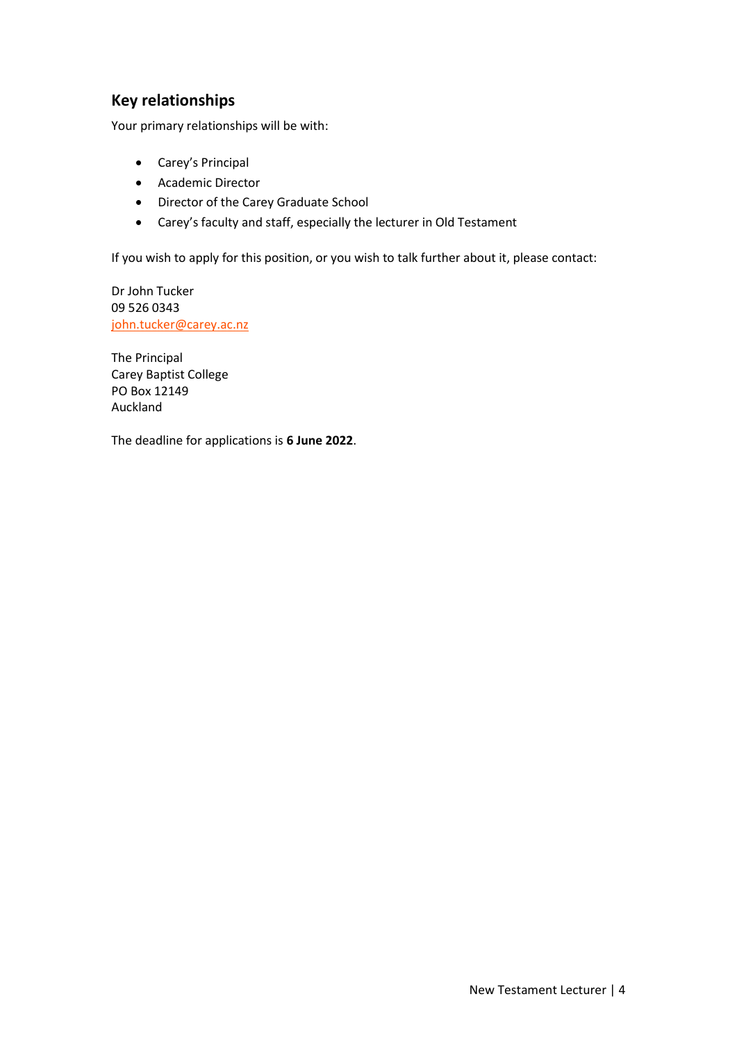## Key relationships

Your primary relationships will be with:

- Carey's Principal
- Academic Director
- Director of the Carey Graduate School
- Carey's faculty and staff, especially the lecturer in Old Testament

If you wish to apply for this position, or you wish to talk further about it, please contact:

Dr John Tucker
09 526 0343
john.tucker@carey.ac.nz

The Principal
Carey Baptist College
PO Box 12149
Auckland

The deadline for applications is **6 June 2022**.